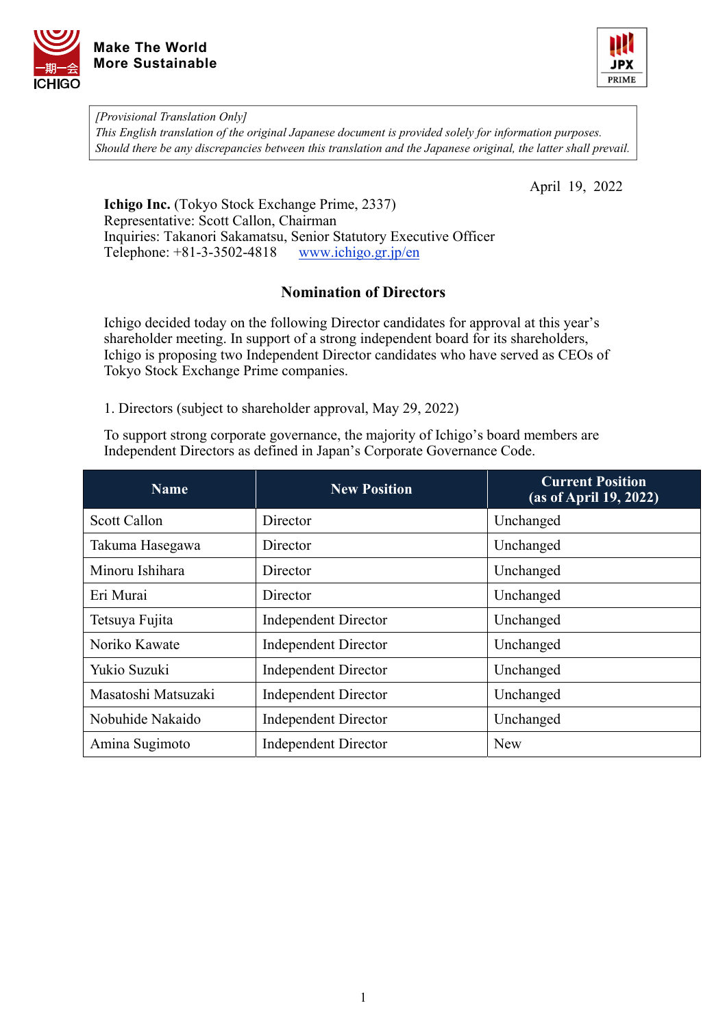Make The World
More Sustainable

*[Provisional Translation Only]*
*This English translation of the original Japanese document is provided solely for information purposes.*
*Should there be any discrepancies between this translation and the Japanese original, the latter shall prevail.*

April 19, 2022

**Ichigo Inc.** (Tokyo Stock Exchange Prime, 2337)
Representative: Scott Callon, Chairman
Inquiries: Takanori Sakamatsu, Senior Statutory Executive Officer
Telephone: +81-3-3502-4818 www.ichigo.gr.jp/en

## Nomination of Directors

Ichigo decided today on the following Director candidates for approval at this year's shareholder meeting. In support of a strong independent board for its shareholders, Ichigo is proposing two Independent Director candidates who have served as CEOs of Tokyo Stock Exchange Prime companies.

1. Directors (subject to shareholder approval, May 29, 2022)

To support strong corporate governance, the majority of Ichigo's board members are Independent Directors as defined in Japan's Corporate Governance Code.

| Name | New Position | Current Position (as of April 19, 2022) |
|---|---|---|
| Scott Callon | Director | Unchanged |
| Takuma Hasegawa | Director | Unchanged |
| Minoru Ishihara | Director | Unchanged |
| Eri Murai | Director | Unchanged |
| Tetsuya Fujita | Independent Director | Unchanged |
| Noriko Kawate | Independent Director | Unchanged |
| Yukio Suzuki | Independent Director | Unchanged |
| Masatoshi Matsuzaki | Independent Director | Unchanged |
| Nobuhide Nakaido | Independent Director | Unchanged |
| Amina Sugimoto | Independent Director | New |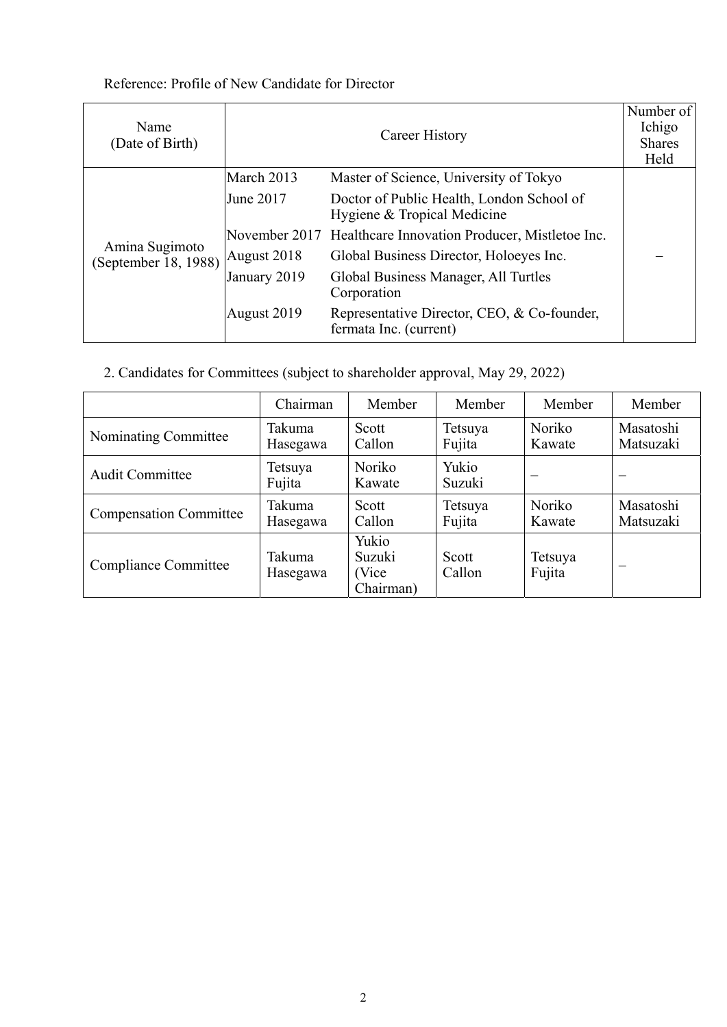Reference: Profile of New Candidate for Director

| Name (Date of Birth) | Career History | | Number of Ichigo Shares Held |
|---|---|---|---|
| Amina Sugimoto (September 18, 1988) | March 2013 | Master of Science, University of Tokyo | – |
| | June 2017 | Doctor of Public Health, London School of Hygiene & Tropical Medicine | |
| | November 2017 | Healthcare Innovation Producer, Mistletoe Inc. | |
| | August 2018 | Global Business Director, Holoeyes Inc. | |
| | January 2019 | Global Business Manager, All Turtles Corporation | |
| | August 2019 | Representative Director, CEO, & Co-founder, fermata Inc. (current) | |

2. Candidates for Committees (subject to shareholder approval, May 29, 2022)

| | Chairman | Member | Member | Member | Member |
|---|---|---|---|---|---|
| Nominating Committee | Takuma Hasegawa | Scott Callon | Tetsuya Fujita | Noriko Kawate | Masatoshi Matsuzaki |
| Audit Committee | Tetsuya Fujita | Noriko Kawate | Yukio Suzuki | – | – |
| Compensation Committee | Takuma Hasegawa | Scott Callon | Tetsuya Fujita | Noriko Kawate | Masatoshi Matsuzaki |
| Compliance Committee | Takuma Hasegawa | Yukio Suzuki (Vice Chairman) | Scott Callon | Tetsuya Fujita | – |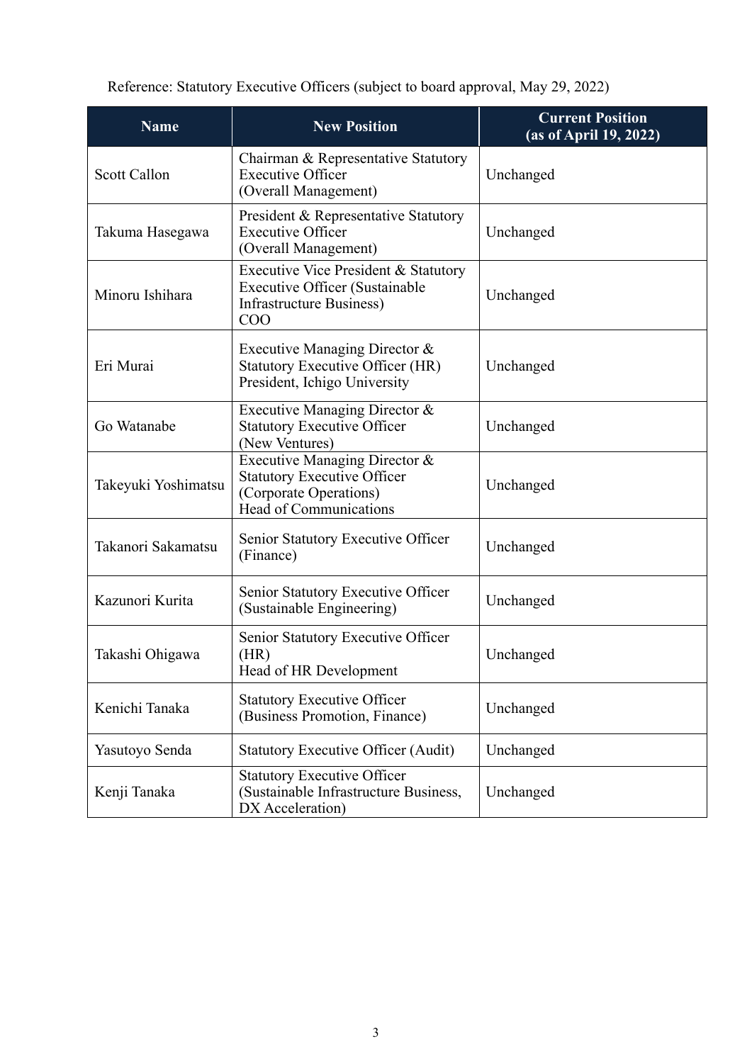Reference: Statutory Executive Officers (subject to board approval, May 29, 2022)

| Name | New Position | Current Position (as of April 19, 2022) |
|---|---|---|
| Scott Callon | Chairman & Representative Statutory Executive Officer (Overall Management) | Unchanged |
| Takuma Hasegawa | President & Representative Statutory Executive Officer (Overall Management) | Unchanged |
| Minoru Ishihara | Executive Vice President & Statutory Executive Officer (Sustainable Infrastructure Business) COO | Unchanged |
| Eri Murai | Executive Managing Director & Statutory Executive Officer (HR) President, Ichigo University | Unchanged |
| Go Watanabe | Executive Managing Director & Statutory Executive Officer (New Ventures) | Unchanged |
| Takeyuki Yoshimatsu | Executive Managing Director & Statutory Executive Officer (Corporate Operations) Head of Communications | Unchanged |
| Takanori Sakamatsu | Senior Statutory Executive Officer (Finance) | Unchanged |
| Kazunori Kurita | Senior Statutory Executive Officer (Sustainable Engineering) | Unchanged |
| Takashi Ohigawa | Senior Statutory Executive Officer (HR) Head of HR Development | Unchanged |
| Kenichi Tanaka | Statutory Executive Officer (Business Promotion, Finance) | Unchanged |
| Yasutoyo Senda | Statutory Executive Officer (Audit) | Unchanged |
| Kenji Tanaka | Statutory Executive Officer (Sustainable Infrastructure Business, DX Acceleration) | Unchanged |